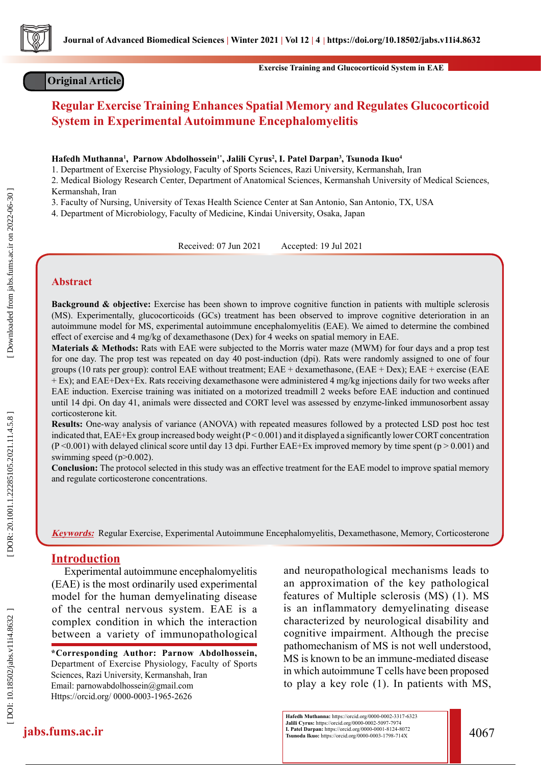Original Article

# Regular Exercise Training Enhances Spatial Memory and Regulates Glucocorticoid System in Experimental Autoimmune Encephalomyelitis

**Hafedh Muthanna[1], Parnow Abdolhossein[1*], Jalili Cyrus[2], I. Patel Darpan[3], Tsunoda Ikuo[4]**

1. Department of Exercise Physiology, Faculty of Sports Sciences, Razi University, Kermanshah, Iran
2. Medical Biology Research Center, Department of Anatomical Sciences, Kermanshah University of Medical Sciences, Kermanshah, Iran
3. Faculty of Nursing, University of Texas Health Science Center at San Antonio, San Antonio, TX, USA
4. Department of Microbiology, Faculty of Medicine, Kindai University, Osaka, Japan

Received: 07 Jun 2021 Accepted: 19 Jul 2021

## Abstract

**Background & objective:** Exercise has been shown to improve cognitive function in patients with multiple sclerosis (MS). Experimentally, glucocorticoids (GCs) treatment has been observed to improve cognitive deterioration in an autoimmune model for MS, experimental autoimmune encephalomyelitis (EAE). We aimed to determine the combined effect of exercise and 4 mg/kg of dexamethasone (Dex) for 4 weeks on spatial memory in EAE.

**Materials & Methods:** Rats with EAE were subjected to the Morris water maze (MWM) for four days and a prop test for one day. The prop test was repeated on day 40 post-induction (dpi). Rats were randomly assigned to one of four groups (10 rats per group): control EAE without treatment; EAE + dexamethasone, (EAE + Dex); EAE + exercise (EAE + Ex); and EAE+Dex+Ex. Rats receiving dexamethasone were administered 4 mg/kg injections daily for two weeks after EAE induction. Exercise training was initiated on a motorized treadmill 2 weeks before EAE induction and continued until 14 dpi. On day 41, animals were dissected and CORT level was assessed by enzyme-linked immunosorbent assay corticosterone kit.

**Results:** One-way analysis of variance (ANOVA) with repeated measures followed by a protected LSD post hoc test indicated that, EAE+Ex group increased body weight ($P < 0.001$) and it displayed a significantly lower CORT concentration ($P < 0.001$) with delayed clinical score until day 13 dpi. Further EAE+Ex improved memory by time spent ($p > 0.001$) and swimming speed ($p > 0.002$).

**Conclusion:** The protocol selected in this study was an effective treatment for the EAE model to improve spatial memory and regulate corticosterone concentrations.

***Keywords:*** Regular Exercise, Experimental Autoimmune Encephalomyelitis, Dexamethasone, Memory, Corticosterone

## Introduction

Experimental autoimmune encephalomyelitis (EAE) is the most ordinarily used experimental model for the human demyelinating disease of the central nervous system. EAE is a complex condition in which the interaction between a variety of immunopathological and neuropathological mechanisms leads to an approximation of the key pathological features of Multiple sclerosis (MS) (1). MS is an inflammatory demyelinating disease characterized by neurological disability and cognitive impairment. Although the precise pathomechanism of MS is not well understood, MS is known to be an immune-mediated disease in which autoimmune T cells have been proposed to play a key role (1). In patients with MS,

**\*Corresponding Author: Parnow Abdolhossein,** Department of Exercise Physiology, Faculty of Sports Sciences, Razi University, Kermanshah, Iran
Email: parnowabdolhossein@gmail.com
Https://orcid.org/ 0000-0003-1965-2626

**Hafedh Muthanna:** https://orcid.org/0000-0002-3317-6323
**Jalili Cyrus:** https://orcid.org/0000-0002-5097-7974
**I. Patel Darpan:** https://orcid.org/0000-0001-8124-8072
**Tsunoda Ikuo:** https://orcid.org/0000-0003-1798-714X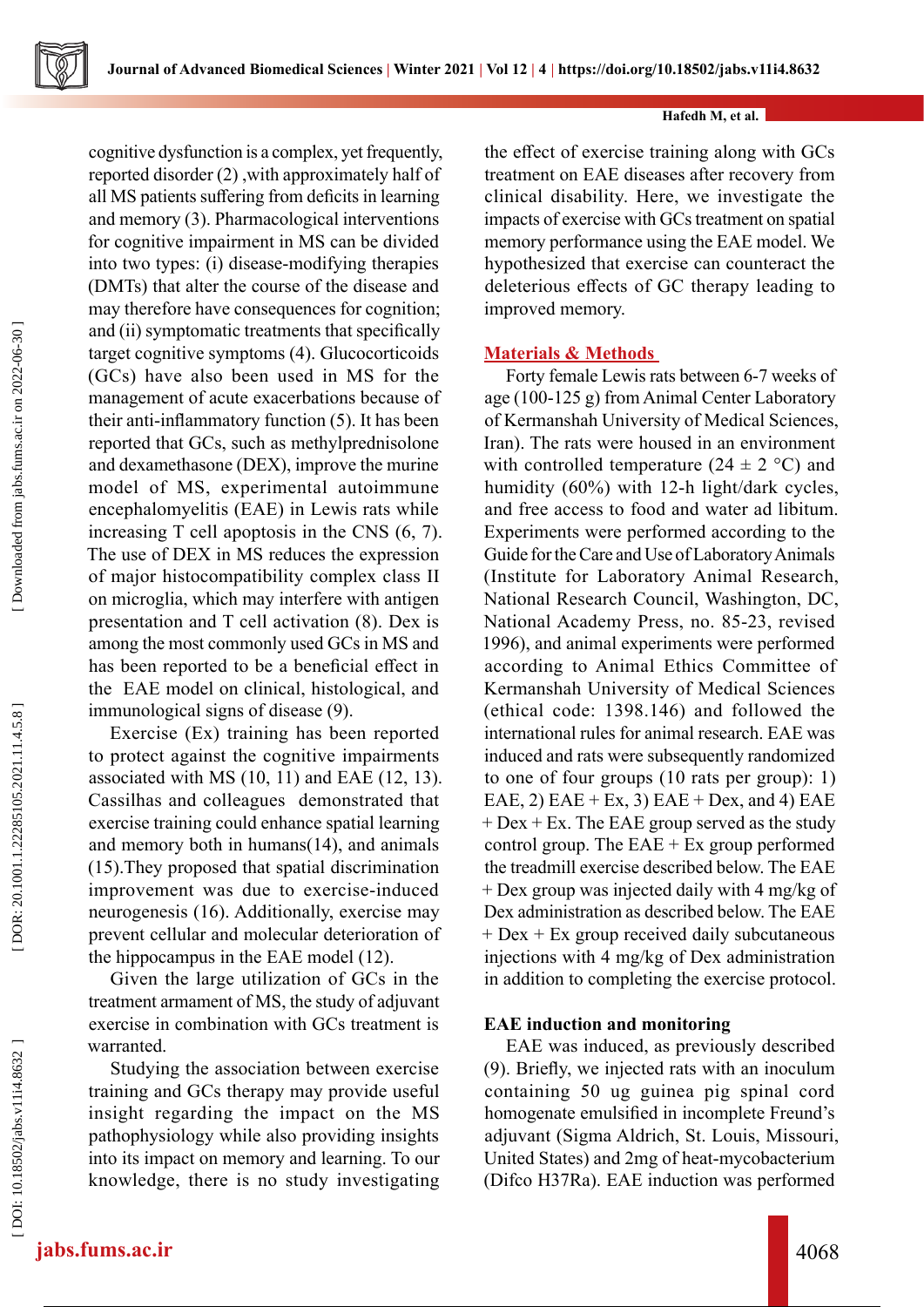cognitive dysfunction is a complex, yet frequently, reported disorder (2) ,with approximately half of all MS patients suffering from deficits in learning and memory (3). Pharmacological interventions for cognitive impairment in MS can be divided into two types: (i) disease-modifying therapies (DMTs) that alter the course of the disease and may therefore have consequences for cognition; and (ii) symptomatic treatments that specifically target cognitive symptoms (4). Glucocorticoids (GCs) have also been used in MS for the management of acute exacerbations because of their anti-inflammatory function (5). It has been reported that GCs, such as methylprednisolone and dexamethasone (DEX), improve the murine model of MS, experimental autoimmune encephalomyelitis (EAE) in Lewis rats while increasing T cell apoptosis in the CNS (6, 7). The use of DEX in MS reduces the expression of major histocompatibility complex class II on microglia, which may interfere with antigen presentation and T cell activation (8). Dex is among the most commonly used GCs in MS and has been reported to be a beneficial effect in the EAE model on clinical, histological, and immunological signs of disease (9).

Exercise (Ex) training has been reported to protect against the cognitive impairments associated with MS (10, 11) and EAE (12, 13). Cassilhas and colleagues demonstrated that exercise training could enhance spatial learning and memory both in humans(14), and animals (15).They proposed that spatial discrimination improvement was due to exercise-induced neurogenesis (16). Additionally, exercise may prevent cellular and molecular deterioration of the hippocampus in the EAE model (12).

Given the large utilization of GCs in the treatment armament of MS, the study of adjuvant exercise in combination with GCs treatment is warranted.

Studying the association between exercise training and GCs therapy may provide useful insight regarding the impact on the MS pathophysiology while also providing insights into its impact on memory and learning. To our knowledge, there is no study investigating the effect of exercise training along with GCs treatment on EAE diseases after recovery from clinical disability. Here, we investigate the impacts of exercise with GCs treatment on spatial memory performance using the EAE model. We hypothesized that exercise can counteract the deleterious effects of GC therapy leading to improved memory.

## Materials & Methods

Forty female Lewis rats between 6-7 weeks of age (100-125 g) from Animal Center Laboratory of Kermanshah University of Medical Sciences, Iran). The rats were housed in an environment with controlled temperature (24 ± 2 °C) and humidity (60%) with 12-h light/dark cycles, and free access to food and water ad libitum. Experiments were performed according to the Guide for the Care and Use of Laboratory Animals (Institute for Laboratory Animal Research, National Research Council, Washington, DC, National Academy Press, no. 85-23, revised 1996), and animal experiments were performed according to Animal Ethics Committee of Kermanshah University of Medical Sciences (ethical code: 1398.146) and followed the international rules for animal research. EAE was induced and rats were subsequently randomized to one of four groups (10 rats per group): 1) EAE, 2) EAE + Ex, 3) EAE + Dex, and 4) EAE + Dex + Ex. The EAE group served as the study control group. The EAE + Ex group performed the treadmill exercise described below. The EAE + Dex group was injected daily with 4 mg/kg of Dex administration as described below. The EAE + Dex + Ex group received daily subcutaneous injections with 4 mg/kg of Dex administration in addition to completing the exercise protocol.

### EAE induction and monitoring

EAE was induced, as previously described (9). Briefly, we injected rats with an inoculum containing 50 ug guinea pig spinal cord homogenate emulsified in incomplete Freund's adjuvant (Sigma Aldrich, St. Louis, Missouri, United States) and 2mg of heat-mycobacterium (Difco H37Ra). EAE induction was performed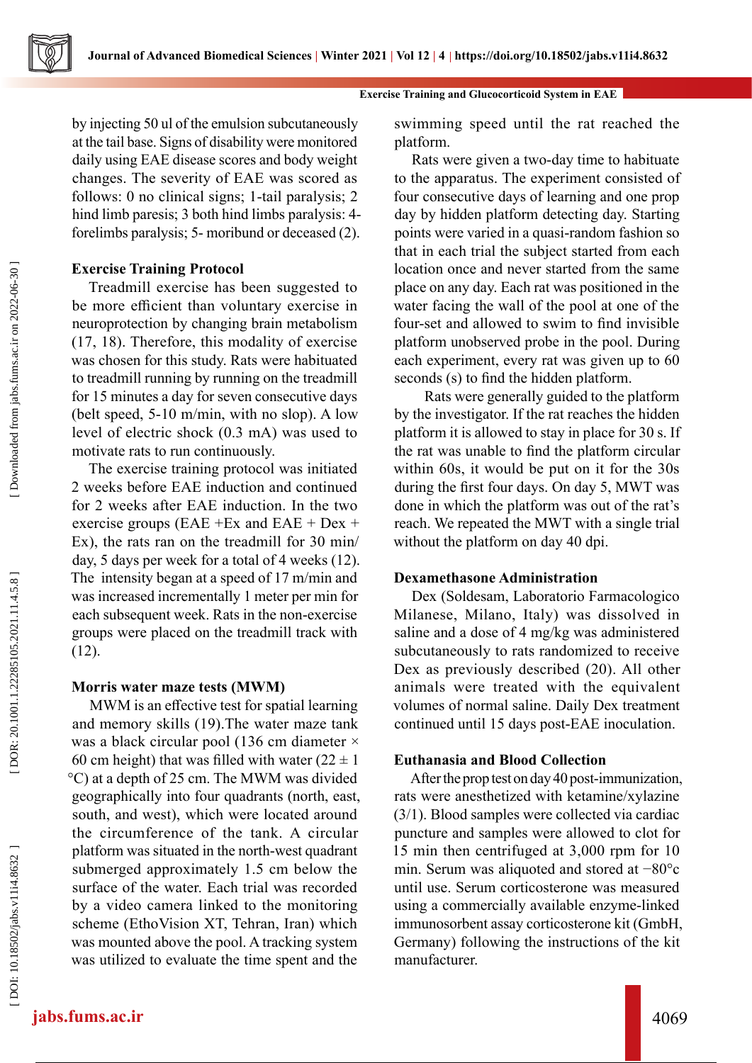by injecting 50 ul of the emulsion subcutaneously at the tail base. Signs of disability were monitored daily using EAE disease scores and body weight changes. The severity of EAE was scored as follows: 0 no clinical signs; 1-tail paralysis; 2 hind limb paresis; 3 both hind limbs paralysis: 4-forelimbs paralysis; 5- moribund or deceased (2).

### Exercise Training Protocol

Treadmill exercise has been suggested to be more efficient than voluntary exercise in neuroprotection by changing brain metabolism (17, 18). Therefore, this modality of exercise was chosen for this study. Rats were habituated to treadmill running by running on the treadmill for 15 minutes a day for seven consecutive days (belt speed, 5-10 m/min, with no slop). A low level of electric shock (0.3 mA) was used to motivate rats to run continuously.

The exercise training protocol was initiated 2 weeks before EAE induction and continued for 2 weeks after EAE induction. In the two exercise groups (EAE +Ex and EAE + Dex + Ex), the rats ran on the treadmill for 30 min/day, 5 days per week for a total of 4 weeks (12). The intensity began at a speed of 17 m/min and was increased incrementally 1 meter per min for each subsequent week. Rats in the non-exercise groups were placed on the treadmill track with (12).

### Morris water maze tests (MWM)

MWM is an effective test for spatial learning and memory skills (19).The water maze tank was a black circular pool (136 cm diameter × 60 cm height) that was filled with water (22 ± 1 °C) at a depth of 25 cm. The MWM was divided geographically into four quadrants (north, east, south, and west), which were located around the circumference of the tank. A circular platform was situated in the north-west quadrant submerged approximately 1.5 cm below the surface of the water. Each trial was recorded by a video camera linked to the monitoring scheme (EthoVision XT, Tehran, Iran) which was mounted above the pool. A tracking system was utilized to evaluate the time spent and the swimming speed until the rat reached the platform.

Rats were given a two-day time to habituate to the apparatus. The experiment consisted of four consecutive days of learning and one prop day by hidden platform detecting day. Starting points were varied in a quasi-random fashion so that in each trial the subject started from each location once and never started from the same place on any day. Each rat was positioned in the water facing the wall of the pool at one of the four-set and allowed to swim to find invisible platform unobserved probe in the pool. During each experiment, every rat was given up to 60 seconds (s) to find the hidden platform.

Rats were generally guided to the platform by the investigator. If the rat reaches the hidden platform it is allowed to stay in place for 30 s. If the rat was unable to find the platform circular within 60s, it would be put on it for the 30s during the first four days. On day 5, MWT was done in which the platform was out of the rat's reach. We repeated the MWT with a single trial without the platform on day 40 dpi.

### Dexamethasone Administration

Dex (Soldesam, Laboratorio Farmacologico Milanese, Milano, Italy) was dissolved in saline and a dose of 4 mg/kg was administered subcutaneously to rats randomized to receive Dex as previously described (20). All other animals were treated with the equivalent volumes of normal saline. Daily Dex treatment continued until 15 days post-EAE inoculation.

### Euthanasia and Blood Collection

After the prop test on day 40 post-immunization, rats were anesthetized with ketamine/xylazine (3/1). Blood samples were collected via cardiac puncture and samples were allowed to clot for 15 min then centrifuged at 3,000 rpm for 10 min. Serum was aliquoted and stored at −80°c until use. Serum corticosterone was measured using a commercially available enzyme-linked immunosorbent assay corticosterone kit (GmbH, Germany) following the instructions of the kit manufacturer.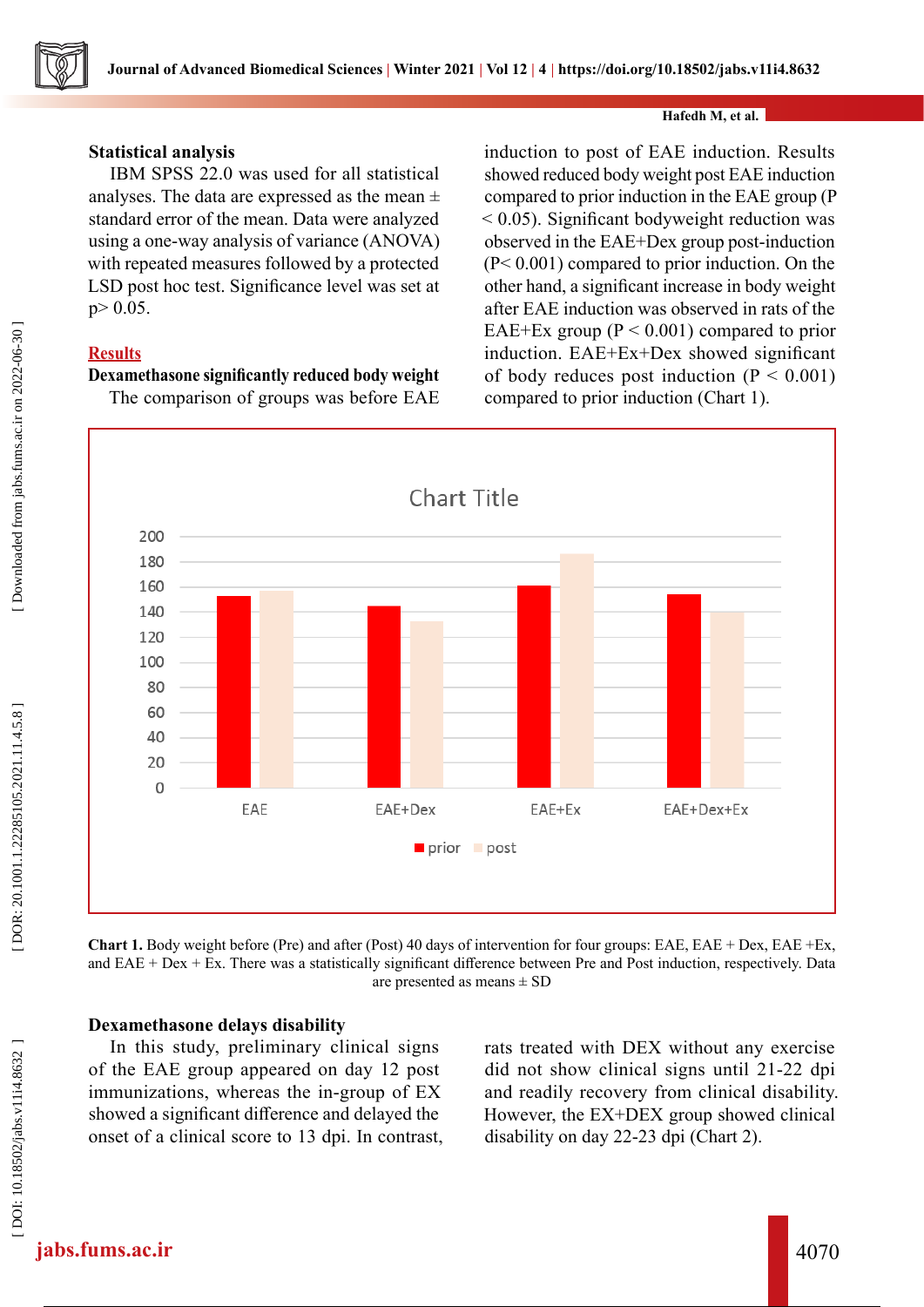### Statistical analysis

IBM SPSS 22.0 was used for all statistical analyses. The data are expressed as the mean ± standard error of the mean. Data were analyzed using a one-way analysis of variance (ANOVA) with repeated measures followed by a protected LSD post hoc test. Significance level was set at p> 0.05.

## Results

### Dexamethasone significantly reduced body weight

The comparison of groups was before EAE induction to post of EAE induction. Results showed reduced body weight post EAE induction compared to prior induction in the EAE group (P < 0.05). Significant bodyweight reduction was observed in the EAE+Dex group post-induction (P< 0.001) compared to prior induction. On the other hand, a significant increase in body weight after EAE induction was observed in rats of the EAE+Ex group (P < 0.001) compared to prior induction. EAE+Ex+Dex showed significant of body reduces post induction (P < 0.001) compared to prior induction (Chart 1).

**Chart 1.** Body weight before (Pre) and after (Post) 40 days of intervention for four groups: EAE, EAE + Dex, EAE +Ex, and EAE + Dex + Ex. There was a statistically significant difference between Pre and Post induction, respectively. Data are presented as means ± SD

### Dexamethasone delays disability

In this study, preliminary clinical signs of the EAE group appeared on day 12 post immunizations, whereas the in-group of EX showed a significant difference and delayed the onset of a clinical score to 13 dpi. In contrast, rats treated with DEX without any exercise did not show clinical signs until 21-22 dpi and readily recovery from clinical disability. However, the EX+DEX group showed clinical disability on day 22-23 dpi (Chart 2).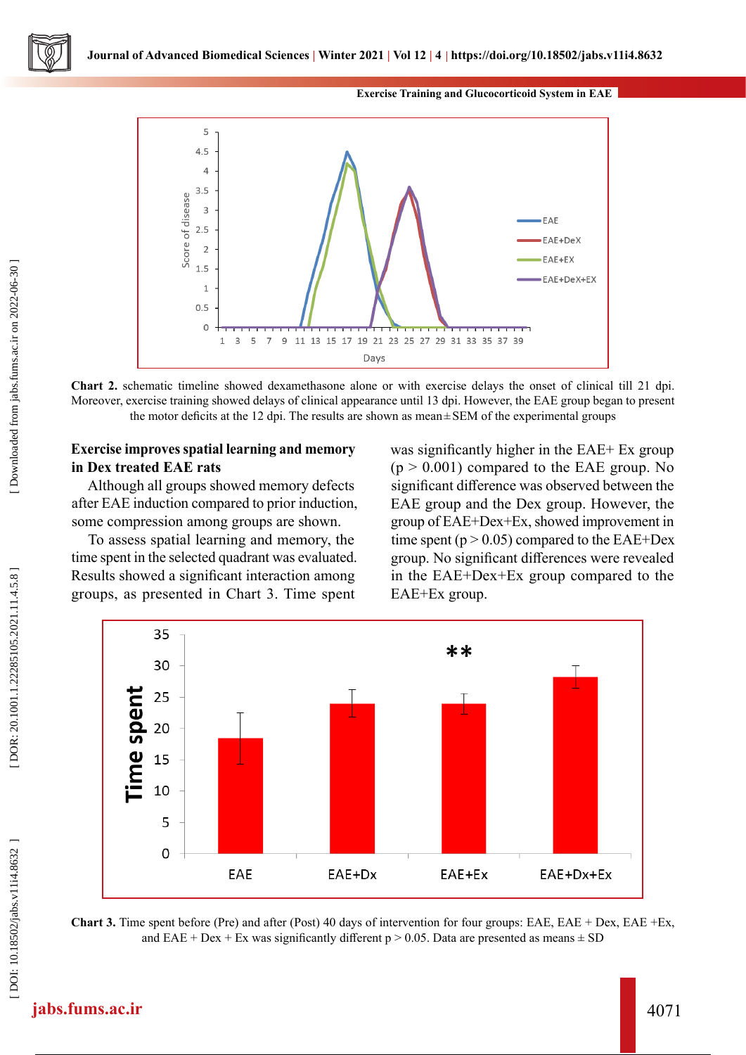Chart 2. schematic timeline showed dexamethasone alone or with exercise delays the onset of clinical till 21 dpi. Moreover, exercise training showed delays of clinical appearance until 13 dpi. However, the EAE group began to present the motor deficits at the 12 dpi. The results are shown as mean ± SEM of the experimental groups

### Exercise improves spatial learning and memory in Dex treated EAE rats

Although all groups showed memory defects after EAE induction compared to prior induction, some compression among groups are shown.

To assess spatial learning and memory, the time spent in the selected quadrant was evaluated. Results showed a significant interaction among groups, as presented in Chart 3. Time spent was significantly higher in the EAE+ Ex group ($p > 0.001$) compared to the EAE group. No significant difference was observed between the EAE group and the Dex group. However, the group of EAE+Dex+Ex, showed improvement in time spent ($p > 0.05$) compared to the EAE+Dex group. No significant differences were revealed in the EAE+Dex+Ex group compared to the EAE+Ex group.

**Chart 3.** Time spent before (Pre) and after (Post) 40 days of intervention for four groups: EAE, EAE + Dex, EAE +Ex, and EAE + Dex + Ex was significantly different $p > 0.05$. Data are presented as means ± SD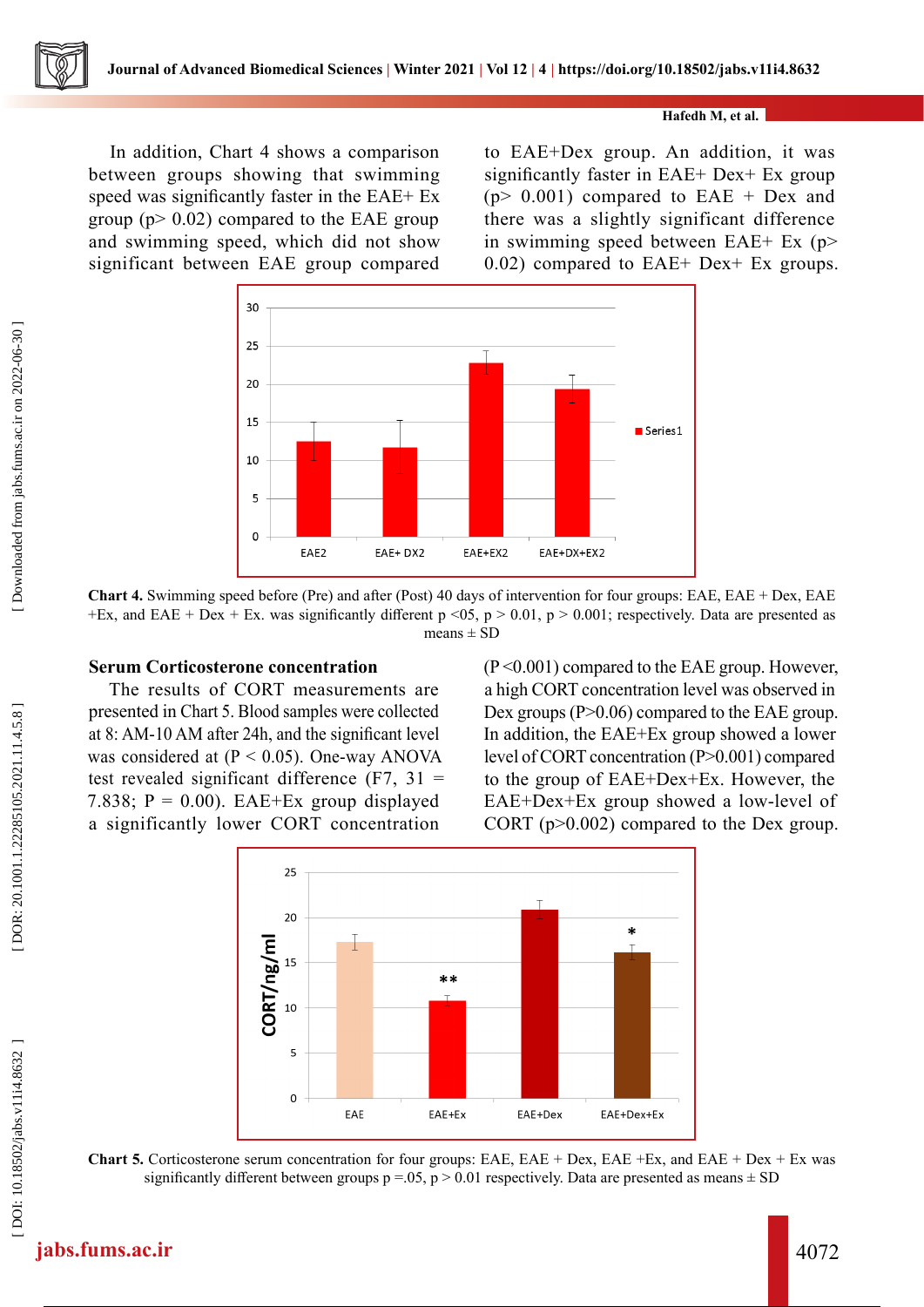In addition, Chart 4 shows a comparison between groups showing that swimming speed was significantly faster in the EAE+ Ex group ($p > 0.02$) compared to the EAE group and swimming speed, which did not show significant between EAE group compared to EAE+Dex group. An addition, it was significantly faster in EAE+ Dex+ Ex group ($p > 0.001$) compared to EAE + Dex and there was a slightly significant difference in swimming speed between EAE+ Ex ($p > 0.02$) compared to EAE+ Dex+ Ex groups.

**Chart 4.** Swimming speed before (Pre) and after (Post) 40 days of intervention for four groups: EAE, EAE + Dex, EAE +Ex, and EAE + Dex + Ex. was significantly different $p < 05$, $p > 0.01$, $p > 0.001$; respectively. Data are presented as means ± SD

**Serum Corticosterone concentration**

The results of CORT measurements are presented in Chart 5. Blood samples were collected at 8: AM-10 AM after 24h, and the significant level was considered at ($P < 0.05$). One-way ANOVA test revealed significant difference ($F7, 31 = 7.838$; $P = 0.00$). EAE+Ex group displayed a significantly lower CORT concentration ($P < 0.001$) compared to the EAE group. However, a high CORT concentration level was observed in Dex groups ($P > 0.06$) compared to the EAE group. In addition, the EAE+Ex group showed a lower level of CORT concentration ($P > 0.001$) compared to the group of EAE+Dex+Ex. However, the EAE+Dex+Ex group showed a low-level of CORT ($p > 0.002$) compared to the Dex group.

**Chart 5.** Corticosterone serum concentration for four groups: EAE, EAE + Dex, EAE +Ex, and EAE + Dex + Ex was significantly different between groups $p = .05$, $p > 0.01$ respectively. Data are presented as means ± SD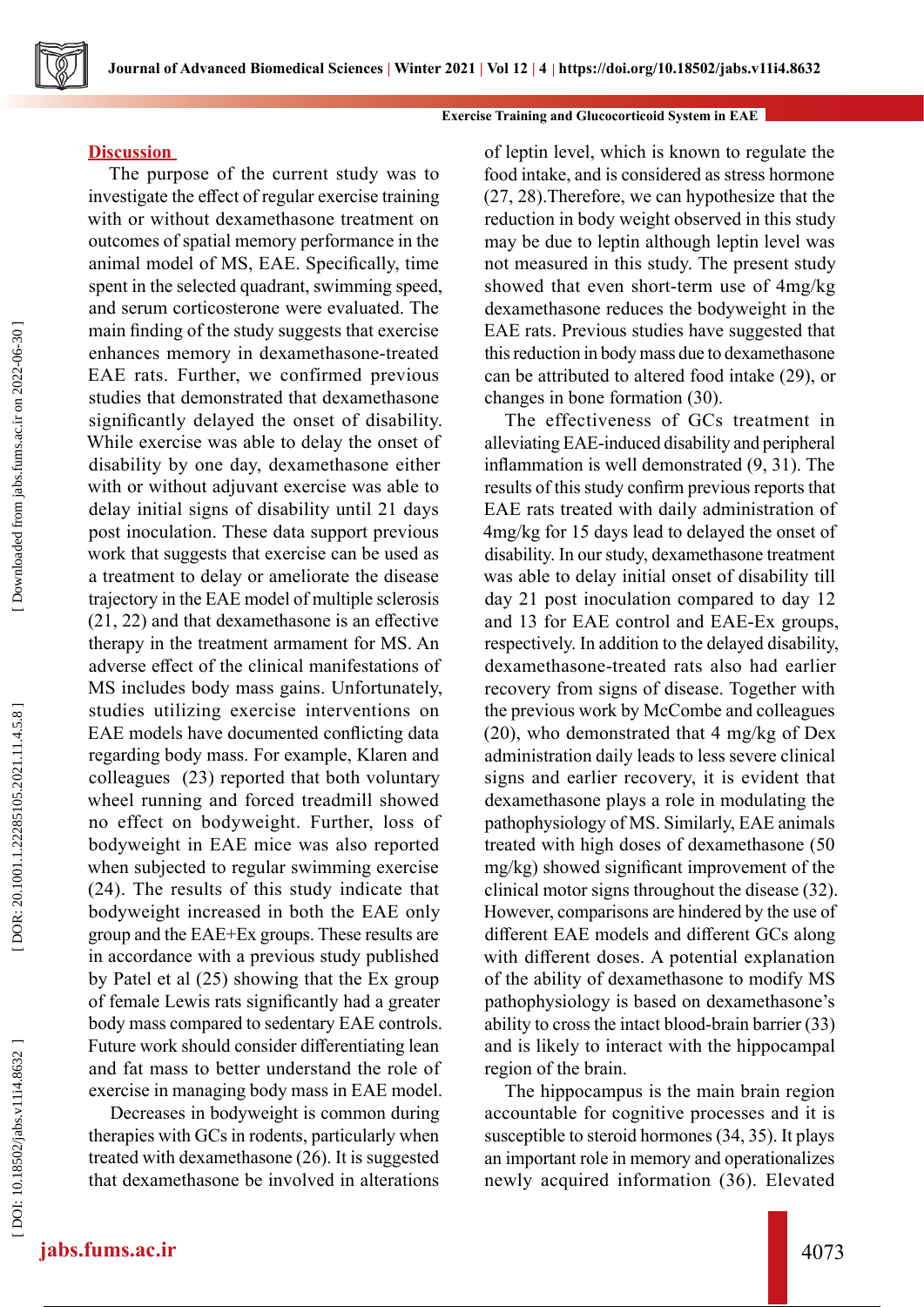## Discussion

The purpose of the current study was to investigate the effect of regular exercise training with or without dexamethasone treatment on outcomes of spatial memory performance in the animal model of MS, EAE. Specifically, time spent in the selected quadrant, swimming speed, and serum corticosterone were evaluated. The main finding of the study suggests that exercise enhances memory in dexamethasone-treated EAE rats. Further, we confirmed previous studies that demonstrated that dexamethasone significantly delayed the onset of disability. While exercise was able to delay the onset of disability by one day, dexamethasone either with or without adjuvant exercise was able to delay initial signs of disability until 21 days post inoculation. These data support previous work that suggests that exercise can be used as a treatment to delay or ameliorate the disease trajectory in the EAE model of multiple sclerosis (21, 22) and that dexamethasone is an effective therapy in the treatment armament for MS. An adverse effect of the clinical manifestations of MS includes body mass gains. Unfortunately, studies utilizing exercise interventions on EAE models have documented conflicting data regarding body mass. For example, Klaren and colleagues (23) reported that both voluntary wheel running and forced treadmill showed no effect on bodyweight. Further, loss of bodyweight in EAE mice was also reported when subjected to regular swimming exercise (24). The results of this study indicate that bodyweight increased in both the EAE only group and the EAE+Ex groups. These results are in accordance with a previous study published by Patel et al (25) showing that the Ex group of female Lewis rats significantly had a greater body mass compared to sedentary EAE controls. Future work should consider differentiating lean and fat mass to better understand the role of exercise in managing body mass in EAE model.

Decreases in bodyweight is common during therapies with GCs in rodents, particularly when treated with dexamethasone (26). It is suggested that dexamethasone be involved in alterations of leptin level, which is known to regulate the food intake, and is considered as stress hormone (27, 28).Therefore, we can hypothesize that the reduction in body weight observed in this study may be due to leptin although leptin level was not measured in this study. The present study showed that even short-term use of 4mg/kg dexamethasone reduces the bodyweight in the EAE rats. Previous studies have suggested that this reduction in body mass due to dexamethasone can be attributed to altered food intake (29), or changes in bone formation (30).

The effectiveness of GCs treatment in alleviating EAE-induced disability and peripheral inflammation is well demonstrated (9, 31). The results of this study confirm previous reports that EAE rats treated with daily administration of 4mg/kg for 15 days lead to delayed the onset of disability. In our study, dexamethasone treatment was able to delay initial onset of disability till day 21 post inoculation compared to day 12 and 13 for EAE control and EAE-Ex groups, respectively. In addition to the delayed disability, dexamethasone-treated rats also had earlier recovery from signs of disease. Together with the previous work by McCombe and colleagues (20), who demonstrated that 4 mg/kg of Dex administration daily leads to less severe clinical signs and earlier recovery, it is evident that dexamethasone plays a role in modulating the pathophysiology of MS. Similarly, EAE animals treated with high doses of dexamethasone (50 mg/kg) showed significant improvement of the clinical motor signs throughout the disease (32). However, comparisons are hindered by the use of different EAE models and different GCs along with different doses. A potential explanation of the ability of dexamethasone to modify MS pathophysiology is based on dexamethasone's ability to cross the intact blood-brain barrier (33) and is likely to interact with the hippocampal region of the brain.

The hippocampus is the main brain region accountable for cognitive processes and it is susceptible to steroid hormones (34, 35). It plays an important role in memory and operationalizes newly acquired information (36). Elevated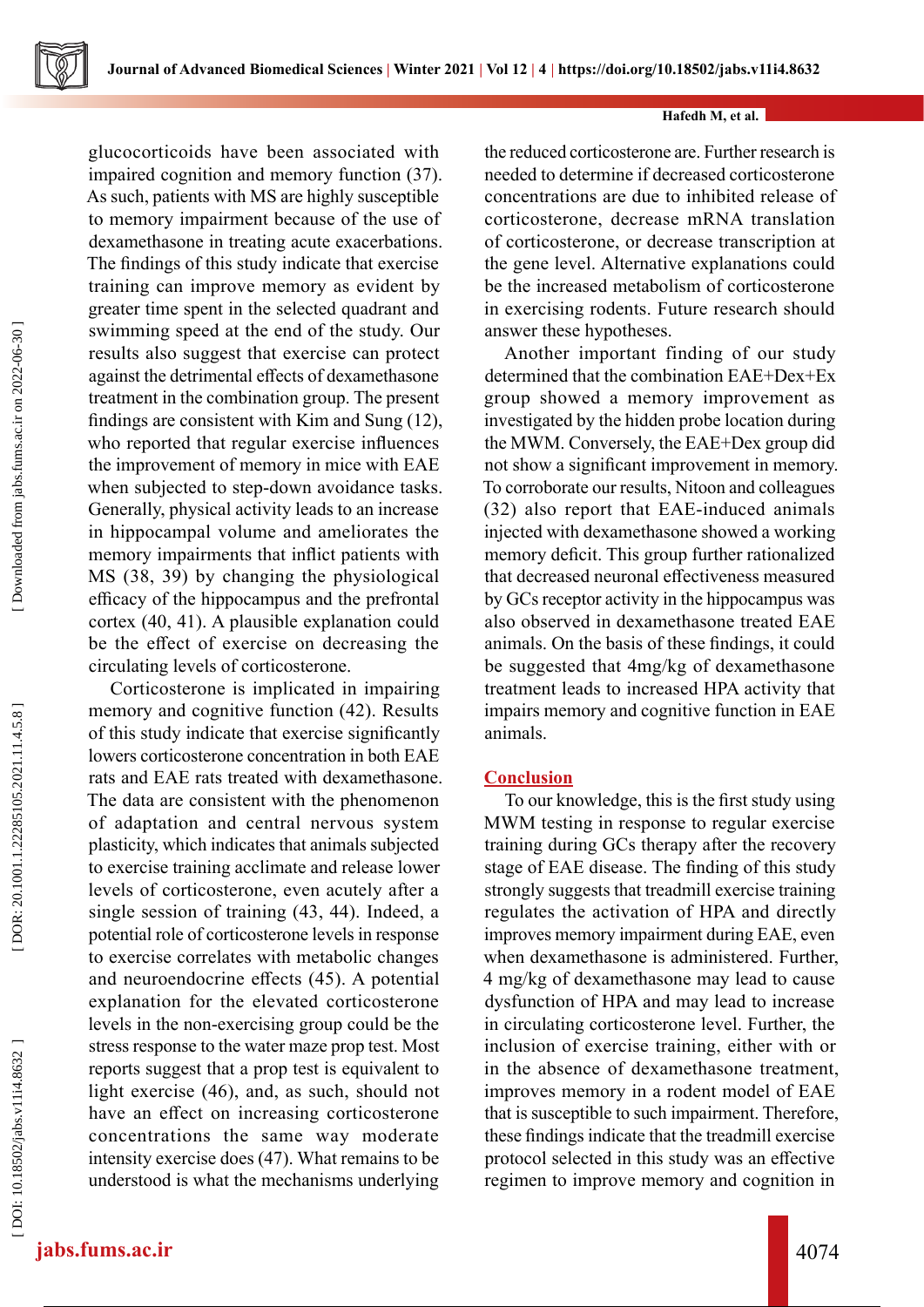glucocorticoids have been associated with impaired cognition and memory function (37). As such, patients with MS are highly susceptible to memory impairment because of the use of dexamethasone in treating acute exacerbations. The findings of this study indicate that exercise training can improve memory as evident by greater time spent in the selected quadrant and swimming speed at the end of the study. Our results also suggest that exercise can protect against the detrimental effects of dexamethasone treatment in the combination group. The present findings are consistent with Kim and Sung (12), who reported that regular exercise influences the improvement of memory in mice with EAE when subjected to step-down avoidance tasks. Generally, physical activity leads to an increase in hippocampal volume and ameliorates the memory impairments that inflict patients with MS (38, 39) by changing the physiological efficacy of the hippocampus and the prefrontal cortex (40, 41). A plausible explanation could be the effect of exercise on decreasing the circulating levels of corticosterone.

Corticosterone is implicated in impairing memory and cognitive function (42). Results of this study indicate that exercise significantly lowers corticosterone concentration in both EAE rats and EAE rats treated with dexamethasone. The data are consistent with the phenomenon of adaptation and central nervous system plasticity, which indicates that animals subjected to exercise training acclimate and release lower levels of corticosterone, even acutely after a single session of training (43, 44). Indeed, a potential role of corticosterone levels in response to exercise correlates with metabolic changes and neuroendocrine effects (45). A potential explanation for the elevated corticosterone levels in the non-exercising group could be the stress response to the water maze prop test. Most reports suggest that a prop test is equivalent to light exercise (46), and, as such, should not have an effect on increasing corticosterone concentrations the same way moderate intensity exercise does (47). What remains to be understood is what the mechanisms underlying the reduced corticosterone are. Further research is needed to determine if decreased corticosterone concentrations are due to inhibited release of corticosterone, decrease mRNA translation of corticosterone, or decrease transcription at the gene level. Alternative explanations could be the increased metabolism of corticosterone in exercising rodents. Future research should answer these hypotheses.

Another important finding of our study determined that the combination EAE+Dex+Ex group showed a memory improvement as investigated by the hidden probe location during the MWM. Conversely, the EAE+Dex group did not show a significant improvement in memory. To corroborate our results, Nitoon and colleagues (32) also report that EAE-induced animals injected with dexamethasone showed a working memory deficit. This group further rationalized that decreased neuronal effectiveness measured by GCs receptor activity in the hippocampus was also observed in dexamethasone treated EAE animals. On the basis of these findings, it could be suggested that 4mg/kg of dexamethasone treatment leads to increased HPA activity that impairs memory and cognitive function in EAE animals.

## Conclusion

To our knowledge, this is the first study using MWM testing in response to regular exercise training during GCs therapy after the recovery stage of EAE disease. The finding of this study strongly suggests that treadmill exercise training regulates the activation of HPA and directly improves memory impairment during EAE, even when dexamethasone is administered. Further, 4 mg/kg of dexamethasone may lead to cause dysfunction of HPA and may lead to increase in circulating corticosterone level. Further, the inclusion of exercise training, either with or in the absence of dexamethasone treatment, improves memory in a rodent model of EAE that is susceptible to such impairment. Therefore, these findings indicate that the treadmill exercise protocol selected in this study was an effective regimen to improve memory and cognition in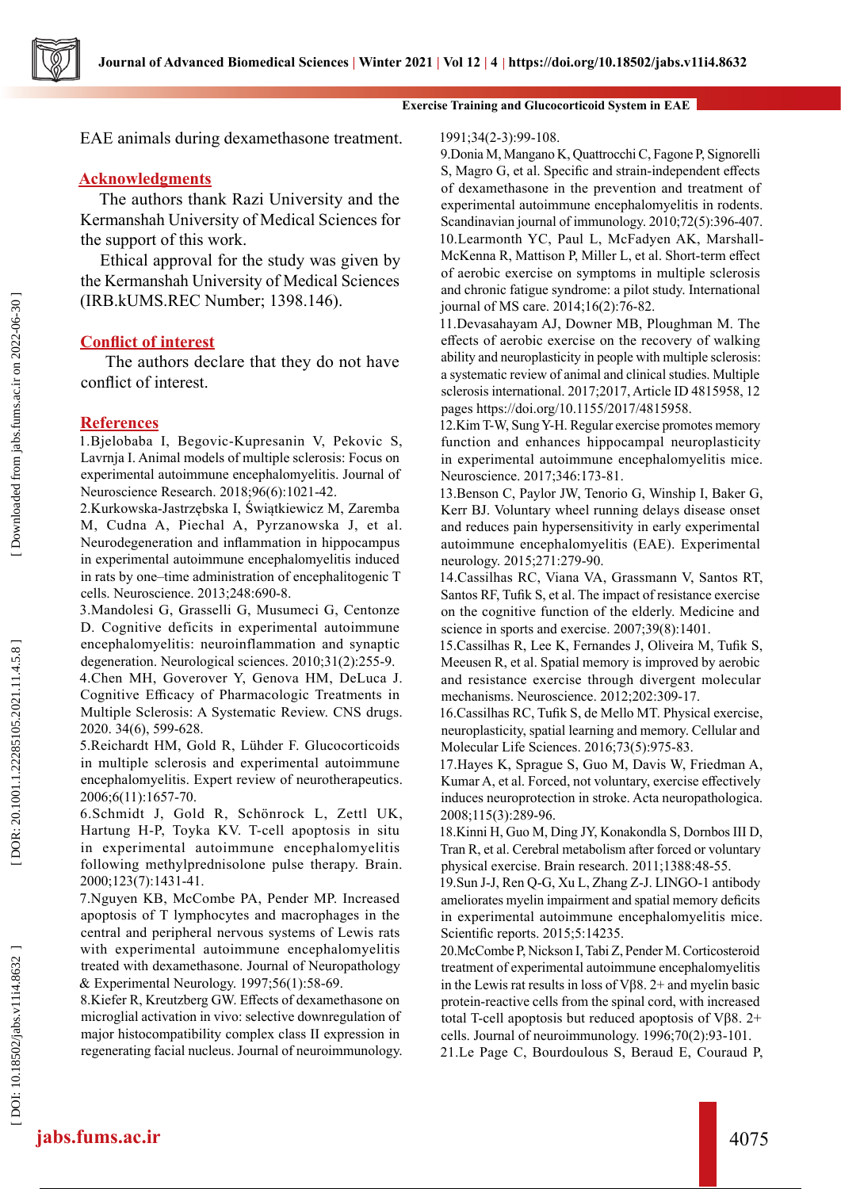EAE animals during dexamethasone treatment.

## Acknowledgments

The authors thank Razi University and the Kermanshah University of Medical Sciences for the support of this work.

Ethical approval for the study was given by the Kermanshah University of Medical Sciences (IRB.kUMS.REC Number; 1398.146).

## Conflict of interest

The authors declare that they do not have conflict of interest.

## References

1.Bjelobaba I, Begovic-Kupresanin V, Pekovic S, Lavrnja I. Animal models of multiple sclerosis: Focus on experimental autoimmune encephalomyelitis. Journal of Neuroscience Research. 2018;96(6):1021-42.

2.Kurkowska-Jastrzębska I, Świątkiewicz M, Zaremba M, Cudna A, Piechal A, Pyrzanowska J, et al. Neurodegeneration and inflammation in hippocampus in experimental autoimmune encephalomyelitis induced in rats by one–time administration of encephalitogenic T cells. Neuroscience. 2013;248:690-8.

3.Mandolesi G, Grasselli G, Musumeci G, Centonze D. Cognitive deficits in experimental autoimmune encephalomyelitis: neuroinflammation and synaptic degeneration. Neurological sciences. 2010;31(2):255-9.

4.Chen MH, Goverover Y, Genova HM, DeLuca J. Cognitive Efficacy of Pharmacologic Treatments in Multiple Sclerosis: A Systematic Review. CNS drugs. 2020. 34(6), 599-628.

5.Reichardt HM, Gold R, Lühder F. Glucocorticoids in multiple sclerosis and experimental autoimmune encephalomyelitis. Expert review of neurotherapeutics. 2006;6(11):1657-70.

6.Schmidt J, Gold R, Schönrock L, Zettl UK, Hartung H-P, Toyka KV. T-cell apoptosis in situ in experimental autoimmune encephalomyelitis following methylprednisolone pulse therapy. Brain. 2000;123(7):1431-41.

7.Nguyen KB, McCombe PA, Pender MP. Increased apoptosis of T lymphocytes and macrophages in the central and peripheral nervous systems of Lewis rats with experimental autoimmune encephalomyelitis treated with dexamethasone. Journal of Neuropathology & Experimental Neurology. 1997;56(1):58-69.

8.Kiefer R, Kreutzberg GW. Effects of dexamethasone on microglial activation in vivo: selective downregulation of major histocompatibility complex class II expression in regenerating facial nucleus. Journal of neuroimmunology. 1991;34(2-3):99-108.

9.Donia M, Mangano K, Quattrocchi C, Fagone P, Signorelli S, Magro G, et al. Specific and strain-independent effects of dexamethasone in the prevention and treatment of experimental autoimmune encephalomyelitis in rodents. Scandinavian journal of immunology. 2010;72(5):396-407.

10.Learmonth YC, Paul L, McFadyen AK, Marshall-McKenna R, Mattison P, Miller L, et al. Short-term effect of aerobic exercise on symptoms in multiple sclerosis and chronic fatigue syndrome: a pilot study. International journal of MS care. 2014;16(2):76-82.

11.Devasahayam AJ, Downer MB, Ploughman M. The effects of aerobic exercise on the recovery of walking ability and neuroplasticity in people with multiple sclerosis: a systematic review of animal and clinical studies. Multiple sclerosis international. 2017;2017, Article ID 4815958, 12 pages https://doi.org/10.1155/2017/4815958.

12.Kim T-W, Sung Y-H. Regular exercise promotes memory function and enhances hippocampal neuroplasticity in experimental autoimmune encephalomyelitis mice. Neuroscience. 2017;346:173-81.

13.Benson C, Paylor JW, Tenorio G, Winship I, Baker G, Kerr BJ. Voluntary wheel running delays disease onset and reduces pain hypersensitivity in early experimental autoimmune encephalomyelitis (EAE). Experimental neurology. 2015;271:279-90.

14.Cassilhas RC, Viana VA, Grassmann V, Santos RT, Santos RF, Tufik S, et al. The impact of resistance exercise on the cognitive function of the elderly. Medicine and science in sports and exercise. 2007;39(8):1401.

15.Cassilhas RC, Lee K, Fernandes J, Oliveira M, Tufik S, Meeusen R, et al. Spatial memory is improved by aerobic and resistance exercise through divergent molecular mechanisms. Neuroscience. 2012;202:309-17.

16.Cassilhas RC, Tufik S, de Mello MT. Physical exercise, neuroplasticity, spatial learning and memory. Cellular and Molecular Life Sciences. 2016;73(5):975-83.

17.Hayes K, Sprague S, Guo M, Davis W, Friedman A, Kumar A, et al. Forced, not voluntary, exercise effectively induces neuroprotection in stroke. Acta neuropathologica. 2008;115(3):289-96.

18.Kinni H, Guo M, Ding JY, Konakondla S, Dornbos III D, Tran R, et al. Cerebral metabolism after forced or voluntary physical exercise. Brain research. 2011;1388:48-55.

19.Sun J-J, Ren Q-G, Xu L, Zhang Z-J. LINGO-1 antibody ameliorates myelin impairment and spatial memory deficits in experimental autoimmune encephalomyelitis mice. Scientific reports. 2015;5:14235.

20.McCombe P, Nickson I, Tabi Z, Pender M. Corticosteroid treatment of experimental autoimmune encephalomyelitis in the Lewis rat results in loss of Vβ8. 2+ and myelin basic protein-reactive cells from the spinal cord, with increased total T-cell apoptosis but reduced apoptosis of Vβ8. 2+ cells. Journal of neuroimmunology. 1996;70(2):93-101.

21.Le Page C, Bourdoulous S, Beraud E, Couraud P,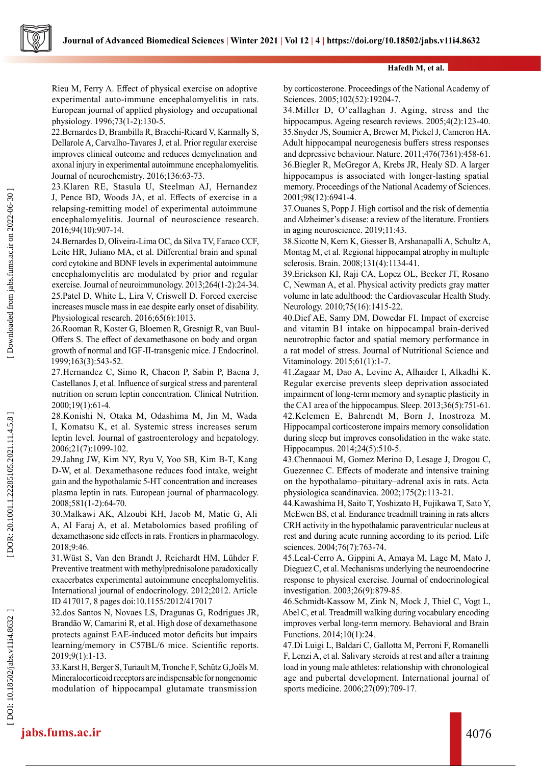Rieu M, Ferry A. Effect of physical exercise on adoptive experimental auto-immune encephalomyelitis in rats. European journal of applied physiology and occupational physiology. 1996;73(1-2):130-5.

22.Bernardes D, Brambilla R, Bracchi-Ricard V, Karmally S, Dellarole A, Carvalho-Tavares J, et al. Prior regular exercise improves clinical outcome and reduces demyelination and axonal injury in experimental autoimmune encephalomyelitis. Journal of neurochemistry. 2016;136:63-73.

23.Klaren RE, Stasula U, Steelman AJ, Hernandez J, Pence BD, Woods JA, et al. Effects of exercise in a relapsing-remitting model of experimental autoimmune encephalomyelitis. Journal of neuroscience research. 2016;94(10):907-14.

24.Bernardes D, Oliveira-Lima OC, da Silva TV, Faraco CCF, Leite HR, Juliano MA, et al. Differential brain and spinal cord cytokine and BDNF levels in experimental autoimmune encephalomyelitis are modulated by prior and regular exercise. Journal of neuroimmunology. 2013;264(1-2):24-34.

25.Patel D, White L, Lira V, Criswell D. Forced exercise increases muscle mass in eae despite early onset of disability. Physiological research. 2016;65(6):1013.

26.Rooman R, Koster G, Bloemen R, Gresnigt R, van Buul-Offers S. The effect of dexamethasone on body and organ growth of normal and IGF-II-transgenic mice. J Endocrinol. 1999;163(3):543-52.

27.Hernandez C, Simo R, Chacon P, Sabin P, Baena J, Castellanos J, et al. Influence of surgical stress and parenteral nutrition on serum leptin concentration. Clinical Nutrition. 2000;19(1):61-4.

28.Konishi N, Otaka M, Odashima M, Jin M, Wada I, Komatsu K, et al. Systemic stress increases serum leptin level. Journal of gastroenterology and hepatology. 2006;21(7):1099-102.

29.Jahng JW, Kim NY, Ryu V, Yoo SB, Kim B-T, Kang D-W, et al. Dexamethasone reduces food intake, weight gain and the hypothalamic 5-HT concentration and increases plasma leptin in rats. European journal of pharmacology. 2008;581(1-2):64-70.

30.Malkawi AK, Alzoubi KH, Jacob M, Matic G, Ali A, Al Faraj A, et al. Metabolomics based profiling of dexamethasone side effects in rats. Frontiers in pharmacology. 2018;9:46.

31.Wüst S, Van den Brandt J, Reichardt HM, Lühder F. Preventive treatment with methylprednisolone paradoxically exacerbates experimental autoimmune encephalomyelitis. International journal of endocrinology. 2012;2012. Article ID 417017, 8 pages doi:10.1155/2012/417017

32.dos Santos N, Novaes LS, Dragunas G, Rodrigues JR, Brandão W, Camarini R, et al. High dose of dexamethasone protects against EAE-induced motor deficits but impairs learning/memory in C57BL/6 mice. Scientific reports. 2019;9(1):1-13.

33.Karst H, Berger S, Turiault M, Tronche F, Schütz G,Joëls M. Mineralocorticoid receptors are indispensable for nongenomic modulation of hippocampal glutamate transmission by corticosterone. Proceedings of the National Academy of Sciences. 2005;102(52):19204-7.

34.Miller D, O'callaghan J. Aging, stress and the hippocampus. Ageing research reviews. 2005;4(2):123-40.

35.Snyder JS, Soumier A, Brewer M, Pickel J, Cameron HA. Adult hippocampal neurogenesis buffers stress responses and depressive behaviour. Nature. 2011;476(7361):458-61.

36.Biegler R, McGregor A, Krebs JR, Healy SD. A larger hippocampus is associated with longer-lasting spatial memory. Proceedings of the National Academy of Sciences. 2001;98(12):6941-4.

37.Ouanes S, Popp J. High cortisol and the risk of dementia and Alzheimer's disease: a review of the literature. Frontiers in aging neuroscience. 2019;11:43.

38.Sicotte N, Kern K, Giesser B, Arshanapalli A, Schultz A, Montag M, et al. Regional hippocampal atrophy in multiple sclerosis. Brain. 2008;131(4):1134-41.

39.Erickson KI, Raji CA, Lopez OL, Becker JT, Rosano C, Newman A, et al. Physical activity predicts gray matter volume in late adulthood: the Cardiovascular Health Study. Neurology. 2010;75(16):1415-22.

40.Dief AE, Samy DM, Dowedar FI. Impact of exercise and vitamin B1 intake on hippocampal brain-derived neurotrophic factor and spatial memory performance in a rat model of stress. Journal of Nutritional Science and Vitaminology. 2015;61(1):1-7.

41.Zagaar M, Dao A, Levine A, Alhaider I, Alkadhi K. Regular exercise prevents sleep deprivation associated impairment of long-term memory and synaptic plasticity in the CA1 area of the hippocampus. Sleep. 2013;36(5):751-61.

42.Kelemen E, Bahrendt M, Born J, Inostroza M. Hippocampal corticosterone impairs memory consolidation during sleep but improves consolidation in the wake state. Hippocampus. 2014;24(5):510-5.

43.Chennaoui M, Gomez Merino D, Lesage J, Drogou C, Guezennec C. Effects of moderate and intensive training on the hypothalamo–pituitary–adrenal axis in rats. Acta physiologica scandinavica. 2002;175(2):113-21.

44.Kawashima H, Saito T, Yoshizato H, Fujikawa T, Sato Y, McEwen BS, et al. Endurance treadmill training in rats alters CRH activity in the hypothalamic paraventricular nucleus at rest and during acute running according to its period. Life sciences. 2004;76(7):763-74.

45.Leal-Cerro A, Gippini A, Amaya M, Lage M, Mato J, Dieguez C, et al. Mechanisms underlying the neuroendocrine response to physical exercise. Journal of endocrinological investigation. 2003;26(9):879-85.

46.Schmidt-Kassow M, Zink N, Mock J, Thiel C, Vogt L, Abel C, et al. Treadmill walking during vocabulary encoding improves verbal long-term memory. Behavioral and Brain Functions. 2014;10(1):24.

47.Di Luigi L, Baldari C, Gallotta M, Perroni F, Romanelli F, Lenzi A, et al. Salivary steroids at rest and after a training load in young male athletes: relationship with chronological age and pubertal development. International journal of sports medicine. 2006;27(09):709-17.